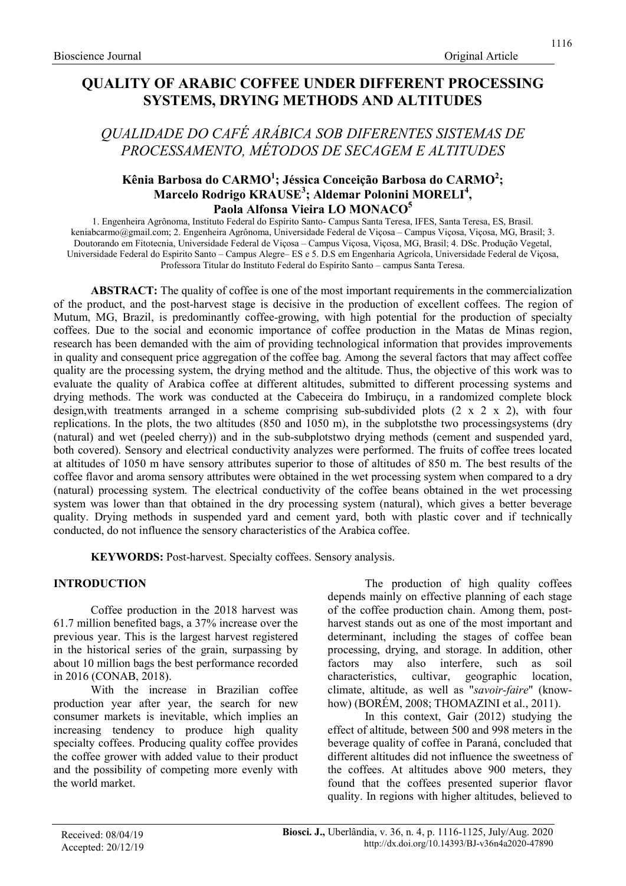# QUALITY OF ARABIC COFFEE UNDER DIFFERENT PROCESSING SYSTEMS, DRYING METHODS AND ALTITUDES

## *QUALIDADE DO CAFÉ ARÁBICA SOB DIFERENTES SISTEMAS DE PROCESSAMENTO, MÉTODOS DE SECAGEM E ALTITUDES*

**Kênia Barbosa do CARMO[1]; Jéssica Conceição Barbosa do CARMO[2]; Marcelo Rodrigo KRAUSE[3]; Aldemar Polonini MORELI[4], Paola Alfonsa Vieira LO MONACO[5]**

1. Engenheira Agrônoma, Instituto Federal do Espírito Santo- Campus Santa Teresa, IFES, Santa Teresa, ES, Brasil. keniabcarmo@gmail.com; 2. Engenheira Agrônoma, Universidade Federal de Viçosa – Campus Viçosa, Viçosa, MG, Brasil; 3. Doutorando em Fitotecnia, Universidade Federal de Viçosa – Campus Viçosa, Viçosa, MG, Brasil; 4. DSc. Produção Vegetal, Universidade Federal do Espirito Santo – Campus Alegre– ES e 5. D.S em Engenharia Agrícola, Universidade Federal de Viçosa, Professora Titular do Instituto Federal do Espírito Santo – campus Santa Teresa.

**ABSTRACT:** The quality of coffee is one of the most important requirements in the commercialization of the product, and the post-harvest stage is decisive in the production of excellent coffees. The region of Mutum, MG, Brazil, is predominantly coffee-growing, with high potential for the production of specialty coffees. Due to the social and economic importance of coffee production in the Matas de Minas region, research has been demanded with the aim of providing technological information that provides improvements in quality and consequent price aggregation of the coffee bag. Among the several factors that may affect coffee quality are the processing system, the drying method and the altitude. Thus, the objective of this work was to evaluate the quality of Arabica coffee at different altitudes, submitted to different processing systems and drying methods. The work was conducted at the Cabeceira do Imbiruçu, in a randomized complete block design,with treatments arranged in a scheme comprising sub-subdivided plots (2 x 2 x 2), with four replications. In the plots, the two altitudes (850 and 1050 m), in the subplotsthe two processingsystems (dry (natural) and wet (peeled cherry)) and in the sub-subplotstwo drying methods (cement and suspended yard, both covered). Sensory and electrical conductivity analyzes were performed. The fruits of coffee trees located at altitudes of 1050 m have sensory attributes superior to those of altitudes of 850 m. The best results of the coffee flavor and aroma sensory attributes were obtained in the wet processing system when compared to a dry (natural) processing system. The electrical conductivity of the coffee beans obtained in the wet processing system was lower than that obtained in the dry processing system (natural), which gives a better beverage quality. Drying methods in suspended yard and cement yard, both with plastic cover and if technically conducted, do not influence the sensory characteristics of the Arabica coffee.

**KEYWORDS:** Post-harvest. Specialty coffees. Sensory analysis.

## INTRODUCTION

Coffee production in the 2018 harvest was 61.7 million benefited bags, a 37% increase over the previous year. This is the largest harvest registered in the historical series of the grain, surpassing by about 10 million bags the best performance recorded in 2016 (CONAB, 2018).

With the increase in Brazilian coffee production year after year, the search for new consumer markets is inevitable, which implies an increasing tendency to produce high quality specialty coffees. Producing quality coffee provides the coffee grower with added value to their product and the possibility of competing more evenly with the world market.

The production of high quality coffees depends mainly on effective planning of each stage of the coffee production chain. Among them, post-harvest stands out as one of the most important and determinant, including the stages of coffee bean processing, drying, and storage. In addition, other factors may also interfere, such as soil characteristics, cultivar, geographic location, climate, altitude, as well as "*savoir-faire*" (know-how) (BORÉM, 2008; THOMAZINI et al., 2011).

In this context, Gair (2012) studying the effect of altitude, between 500 and 998 meters in the beverage quality of coffee in Paraná, concluded that different altitudes did not influence the sweetness of the coffees. At altitudes above 900 meters, they found that the coffees presented superior flavor quality. In regions with higher altitudes, believed to

Received: 08/04/19
Accepted: 20/12/19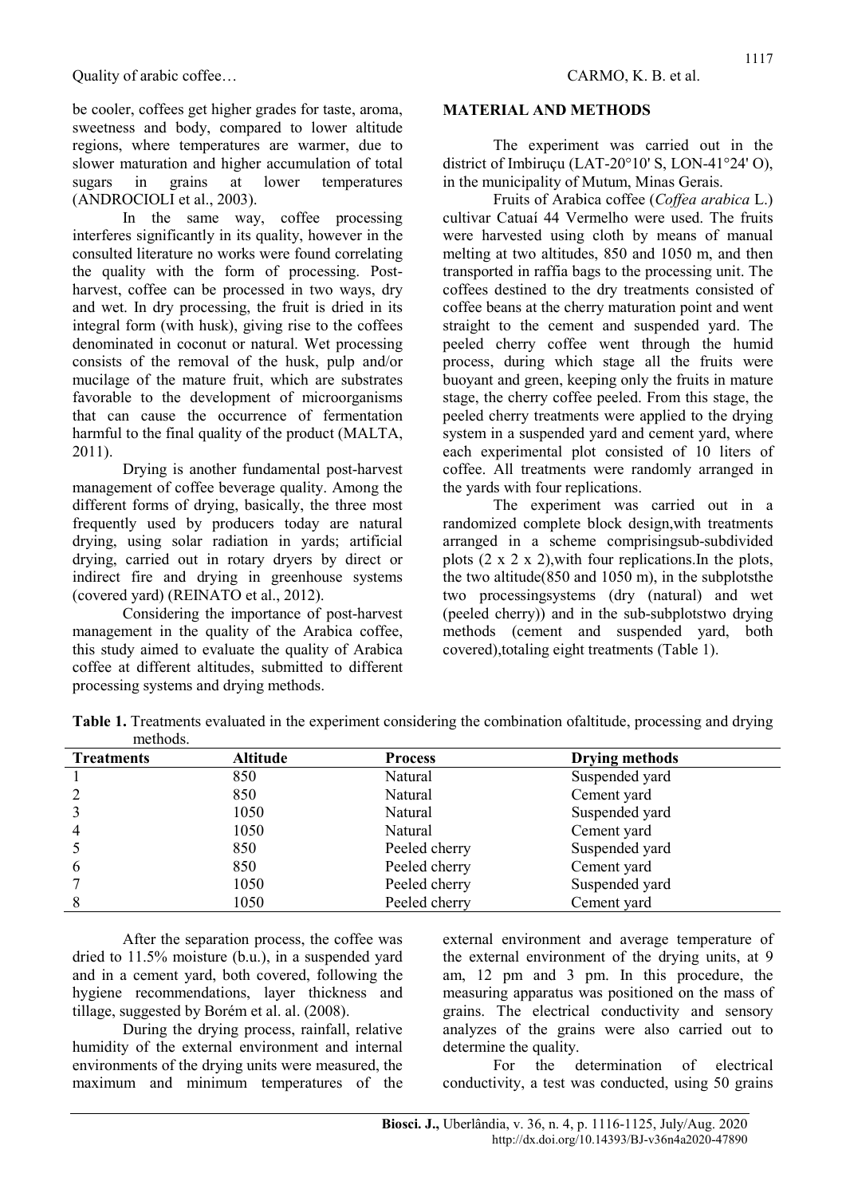be cooler, coffees get higher grades for taste, aroma, sweetness and body, compared to lower altitude regions, where temperatures are warmer, due to slower maturation and higher accumulation of total sugars in grains at lower temperatures (ANDROCIOLI et al., 2003).

In the same way, coffee processing interferes significantly in its quality, however in the consulted literature no works were found correlating the quality with the form of processing. Post-harvest, coffee can be processed in two ways, dry and wet. In dry processing, the fruit is dried in its integral form (with husk), giving rise to the coffees denominated in coconut or natural. Wet processing consists of the removal of the husk, pulp and/or mucilage of the mature fruit, which are substrates favorable to the development of microorganisms that can cause the occurrence of fermentation harmful to the final quality of the product (MALTA, 2011).

Drying is another fundamental post-harvest management of coffee beverage quality. Among the different forms of drying, basically, the three most frequently used by producers today are natural drying, using solar radiation in yards; artificial drying, carried out in rotary dryers by direct or indirect fire and drying in greenhouse systems (covered yard) (REINATO et al., 2012).

Considering the importance of post-harvest management in the quality of the Arabica coffee, this study aimed to evaluate the quality of Arabica coffee at different altitudes, submitted to different processing systems and drying methods.

## MATERIAL AND METHODS

The experiment was carried out in the district of Imbiruçu (LAT-20°10' S, LON-41°24' O), in the municipality of Mutum, Minas Gerais.

Fruits of Arabica coffee (*Coffea arabica* L.) cultivar Catuaí 44 Vermelho were used. The fruits were harvested using cloth by means of manual melting at two altitudes, 850 and 1050 m, and then transported in raffia bags to the processing unit. The coffees destined to the dry treatments consisted of coffee beans at the cherry maturation point and went straight to the cement and suspended yard. The peeled cherry coffee went through the humid process, during which stage all the fruits were buoyant and green, keeping only the fruits in mature stage, the cherry coffee peeled. From this stage, the peeled cherry treatments were applied to the drying system in a suspended yard and cement yard, where each experimental plot consisted of 10 liters of coffee. All treatments were randomly arranged in the yards with four replications.

The experiment was carried out in a randomized complete block design,with treatments arranged in a scheme comprisingsub-subdivided plots (2 x 2 x 2),with four replications.In the plots, the two altitude(850 and 1050 m), in the subplotsthe two processingsystems (dry (natural) and wet (peeled cherry)) and in the sub-subplotstwo drying methods (cement and suspended yard, both covered),totaling eight treatments (Table 1).

**Table 1.** Treatments evaluated in the experiment considering the combination ofaltitude, processing and drying methods.

| Treatments | Altitude | Process | Drying methods |
|---|---|---|---|
| 1 | 850 | Natural | Suspended yard |
| 2 | 850 | Natural | Cement yard |
| 3 | 1050 | Natural | Suspended yard |
| 4 | 1050 | Natural | Cement yard |
| 5 | 850 | Peeled cherry | Suspended yard |
| 6 | 850 | Peeled cherry | Cement yard |
| 7 | 1050 | Peeled cherry | Suspended yard |
| 8 | 1050 | Peeled cherry | Cement yard |

After the separation process, the coffee was dried to 11.5% moisture (b.u.), in a suspended yard and in a cement yard, both covered, following the hygiene recommendations, layer thickness and tillage, suggested by Borém et al. al. (2008).

During the drying process, rainfall, relative humidity of the external environment and internal environments of the drying units were measured, the maximum and minimum temperatures of the external environment and average temperature of the external environment of the drying units, at 9 am, 12 pm and 3 pm. In this procedure, the measuring apparatus was positioned on the mass of grains. The electrical conductivity and sensory analyzes of the grains were also carried out to determine the quality.

For the determination of electrical conductivity, a test was conducted, using 50 grains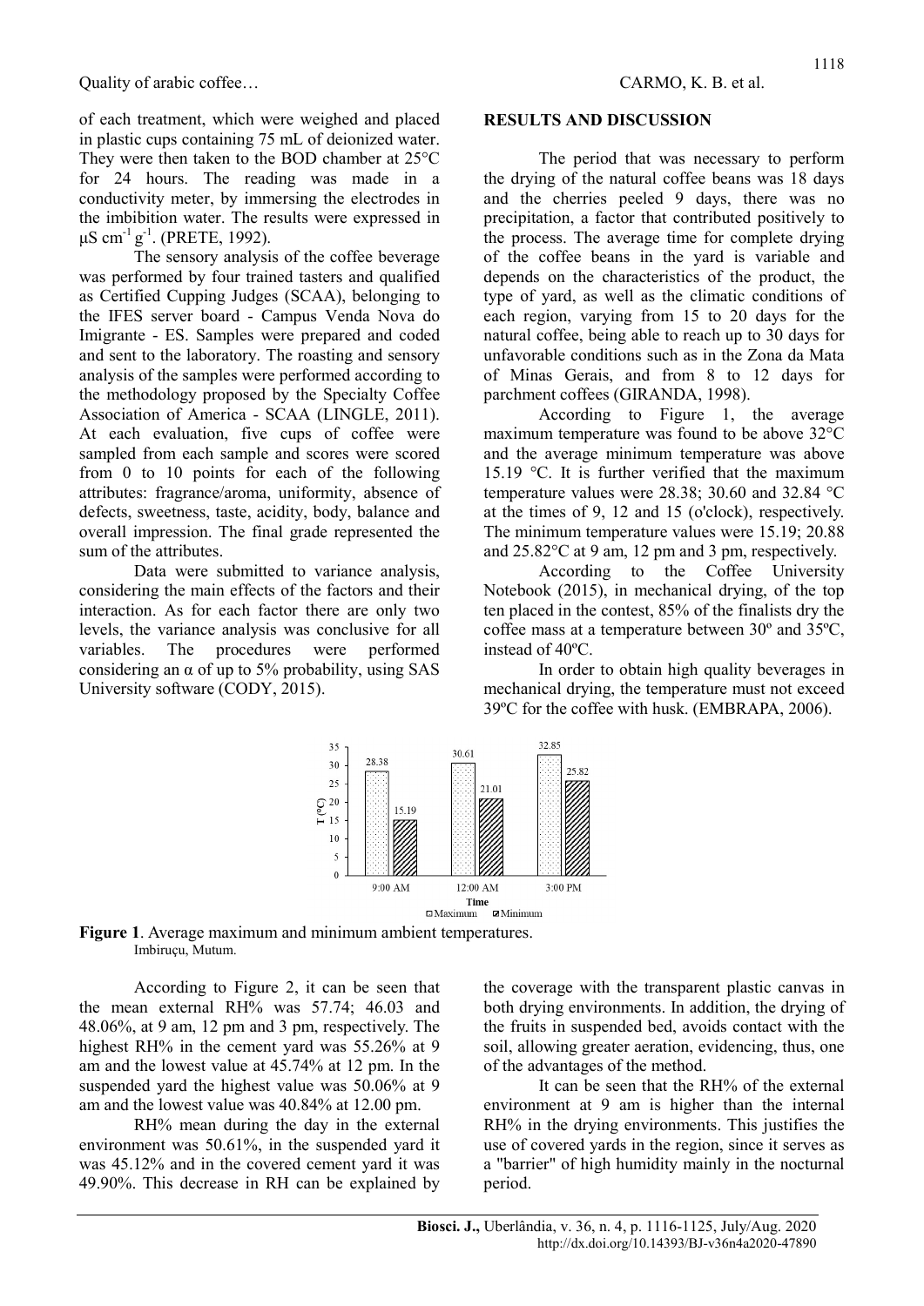of each treatment, which were weighed and placed in plastic cups containing 75 mL of deionized water. They were then taken to the BOD chamber at 25°C for 24 hours. The reading was made in a conductivity meter, by immersing the electrodes in the imbibition water. The results were expressed in $\mu S\ cm^{-1}\ g^{-1}$. (PRETE, 1992).

The sensory analysis of the coffee beverage was performed by four trained tasters and qualified as Certified Cupping Judges (SCAA), belonging to the IFES server board - Campus Venda Nova do Imigrante - ES. Samples were prepared and coded and sent to the laboratory. The roasting and sensory analysis of the samples were performed according to the methodology proposed by the Specialty Coffee Association of America - SCAA (LINGLE, 2011). At each evaluation, five cups of coffee were sampled from each sample and scores were scored from 0 to 10 points for each of the following attributes: fragrance/aroma, uniformity, absence of defects, sweetness, taste, acidity, body, balance and overall impression. The final grade represented the sum of the attributes.

Data were submitted to variance analysis, considering the main effects of the factors and their interaction. As for each factor there are only two levels, the variance analysis was conclusive for all variables. The procedures were performed considering an $\alpha$ of up to 5% probability, using SAS University software (CODY, 2015).

## RESULTS AND DISCUSSION

The period that was necessary to perform the drying of the natural coffee beans was 18 days and the cherries peeled 9 days, there was no precipitation, a factor that contributed positively to the process. The average time for complete drying of the coffee beans in the yard is variable and depends on the characteristics of the product, the type of yard, as well as the climatic conditions of each region, varying from 15 to 20 days for the natural coffee, being able to reach up to 30 days for unfavorable conditions such as in the Zona da Mata of Minas Gerais, and from 8 to 12 days for parchment coffees (GIRANDA, 1998).

According to Figure 1, the average maximum temperature was found to be above 32°C and the average minimum temperature was above 15.19 °C. It is further verified that the maximum temperature values were 28.38; 30.60 and 32.84 °C at the times of 9, 12 and 15 (o'clock), respectively. The minimum temperature values were 15.19; 20.88 and 25.82°C at 9 am, 12 pm and 3 pm, respectively.

According to the Coffee University Notebook (2015), in mechanical drying, of the top ten placed in the contest, 85% of the finalists dry the coffee mass at a temperature between 30º and 35ºC, instead of 40ºC.

In order to obtain high quality beverages in mechanical drying, the temperature must not exceed 39ºC for the coffee with husk. (EMBRAPA, 2006).

**Figure 1**. Average maximum and minimum ambient temperatures. Imbiruçu, Mutum.

According to Figure 2, it can be seen that the mean external RH% was 57.74; 46.03 and 48.06%, at 9 am, 12 pm and 3 pm, respectively. The highest RH% in the cement yard was 55.26% at 9 am and the lowest value at 45.74% at 12 pm. In the suspended yard the highest value was 50.06% at 9 am and the lowest value was 40.84% at 12.00 pm.

RH% mean during the day in the external environment was 50.61%, in the suspended yard it was 45.12% and in the covered cement yard it was 49.90%. This decrease in RH can be explained by the coverage with the transparent plastic canvas in both drying environments. In addition, the drying of the fruits in suspended bed, avoids contact with the soil, allowing greater aeration, evidencing, thus, one of the advantages of the method.

It can be seen that the RH% of the external environment at 9 am is higher than the internal RH% in the drying environments. This justifies the use of covered yards in the region, since it serves as a "barrier" of high humidity mainly in the nocturnal period.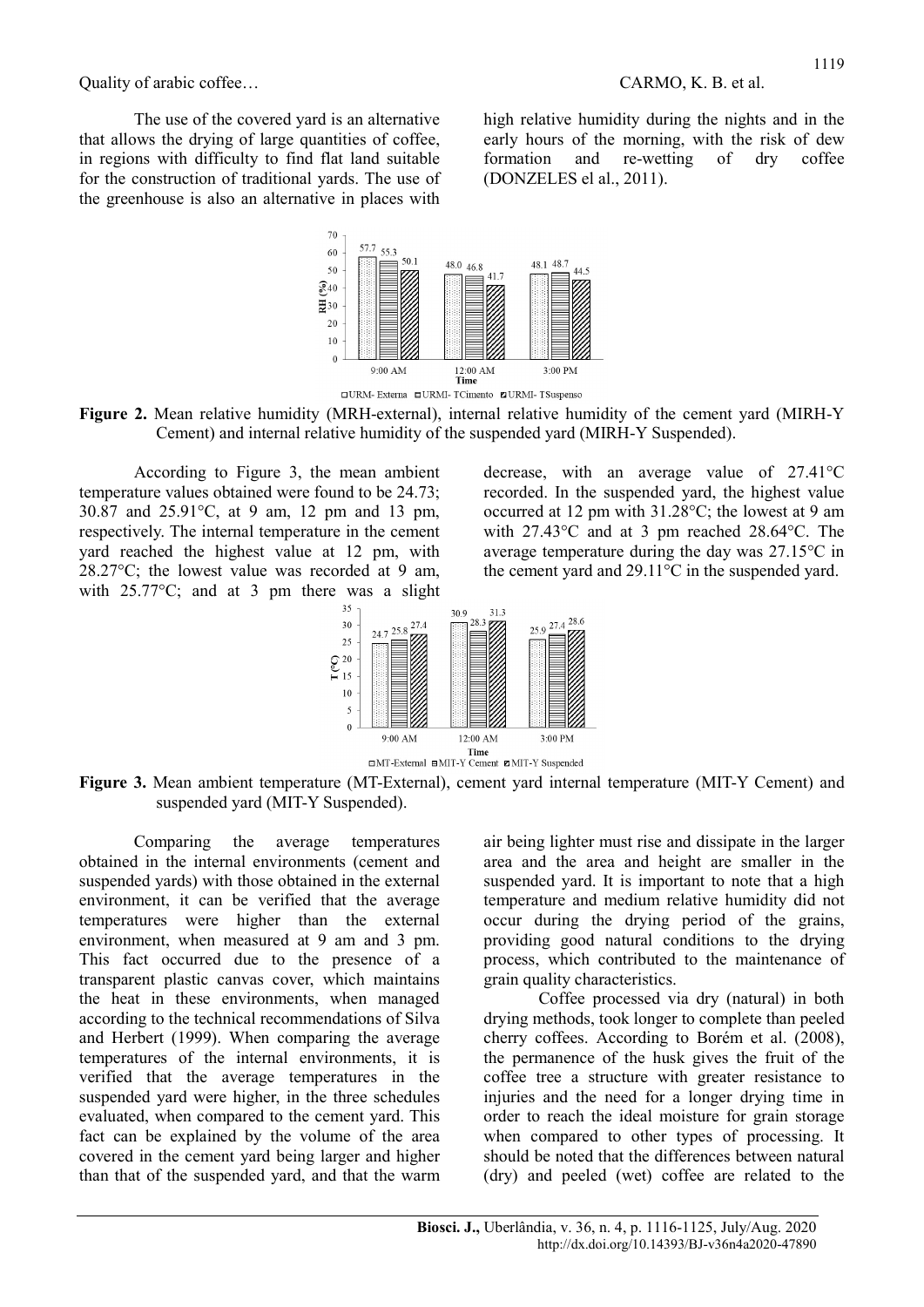The use of the covered yard is an alternative that allows the drying of large quantities of coffee, in regions with difficulty to find flat land suitable for the construction of traditional yards. The use of the greenhouse is also an alternative in places with high relative humidity during the nights and in the early hours of the morning, with the risk of dew formation and re-wetting of dry coffee (DONZELES el al., 2011).

**Figure 2.** Mean relative humidity (MRH-external), internal relative humidity of the cement yard (MIRH-Y Cement) and internal relative humidity of the suspended yard (MIRH-Y Suspended).

According to Figure 3, the mean ambient temperature values obtained were found to be 24.73; 30.87 and 25.91°C, at 9 am, 12 pm and 13 pm, respectively. The internal temperature in the cement yard reached the highest value at 12 pm, with 28.27°C; the lowest value was recorded at 9 am, with 25.77°C; and at 3 pm there was a slight decrease, with an average value of 27.41°C recorded. In the suspended yard, the highest value occurred at 12 pm with 31.28°C; the lowest at 9 am with 27.43°C and at 3 pm reached 28.64°C. The average temperature during the day was 27.15°C in the cement yard and 29.11°C in the suspended yard.

**Figure 3.** Mean ambient temperature (MT-External), cement yard internal temperature (MIT-Y Cement) and suspended yard (MIT-Y Suspended).

Comparing the average temperatures obtained in the internal environments (cement and suspended yards) with those obtained in the external environment, it can be verified that the average temperatures were higher than the external environment, when measured at 9 am and 3 pm. This fact occurred due to the presence of a transparent plastic canvas cover, which maintains the heat in these environments, when managed according to the technical recommendations of Silva and Herbert (1999). When comparing the average temperatures of the internal environments, it is verified that the average temperatures in the suspended yard were higher, in the three schedules evaluated, when compared to the cement yard. This fact can be explained by the volume of the area covered in the cement yard being larger and higher than that of the suspended yard, and that the warm air being lighter must rise and dissipate in the larger area and the area and height are smaller in the suspended yard. It is important to note that a high temperature and medium relative humidity did not occur during the drying period of the grains, providing good natural conditions to the drying process, which contributed to the maintenance of grain quality characteristics.

Coffee processed via dry (natural) in both drying methods, took longer to complete than peeled cherry coffees. According to Borém et al. (2008), the permanence of the husk gives the fruit of the coffee tree a structure with greater resistance to injuries and the need for a longer drying time in order to reach the ideal moisture for grain storage when compared to other types of processing. It should be noted that the differences between natural (dry) and peeled (wet) coffee are related to the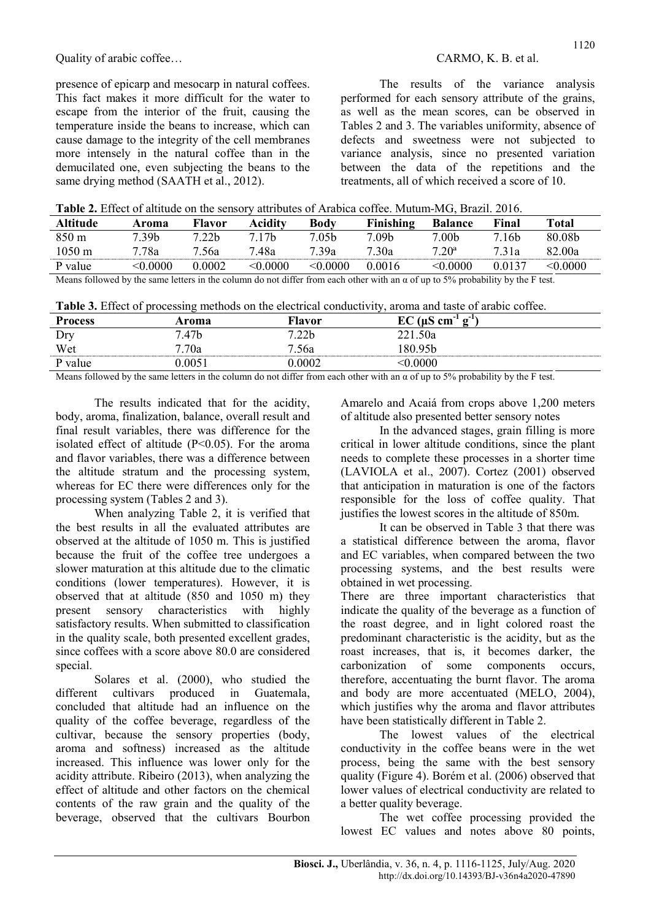presence of epicarp and mesocarp in natural coffees. This fact makes it more difficult for the water to escape from the interior of the fruit, causing the temperature inside the beans to increase, which can cause damage to the integrity of the cell membranes more intensely in the natural coffee than in the demucilated one, even subjecting the beans to the same drying method (SAATH et al., 2012).

The results of the variance analysis performed for each sensory attribute of the grains, as well as the mean scores, can be observed in Tables 2 and 3. The variables uniformity, absence of defects and sweetness were not subjected to variance analysis, since no presented variation between the data of the repetitions and the treatments, all of which received a score of 10.

**Table 2.** Effect of altitude on the sensory attributes of Arabica coffee. Mutum-MG, Brazil. 2016.

| Altitude | Aroma | Flavor | Acidity | Body | Finishing | Balance | Final | Total |
|---|---|---|---|---|---|---|---|---|
| 850 m | 7.39b | 7.22b | 7.17b | 7.05b | 7.09b | 7.00b | 7.16b | 80.08b |
| 1050 m | 7.78a | 7.56a | 7.48a | 7.39a | 7.30a | 7.20ª | 7.31a | 82.00a |
| P value | <0.0000 | 0.0002 | <0.0000 | <0.0000 | 0.0016 | <0.0000 | 0.0137 | <0.0000 |

Means followed by the same letters in the column do not differ from each other with an α of up to 5% probability by the F test.

**Table 3.** Effect of processing methods on the electrical conductivity, aroma and taste of arabic coffee.

| Process | Aroma | Flavor | EC ($\mu S\ cm^{-1}\ g^{-1}$) |
|---|---|---|---|
| Dry | 7.47b | 7.22b | 221.50a |
| Wet | 7.70a | 7.56a | 180.95b |
| P value | 0.0051 | 0.0002 | <0.0000 |

Means followed by the same letters in the column do not differ from each other with an α of up to 5% probability by the F test.

The results indicated that for the acidity, body, aroma, finalization, balance, overall result and final result variables, there was difference for the isolated effect of altitude ($P<0.05$). For the aroma and flavor variables, there was a difference between the altitude stratum and the processing system, whereas for EC there were differences only for the processing system (Tables 2 and 3).

When analyzing Table 2, it is verified that the best results in all the evaluated attributes are observed at the altitude of 1050 m. This is justified because the fruit of the coffee tree undergoes a slower maturation at this altitude due to the climatic conditions (lower temperatures). However, it is observed that at altitude (850 and 1050 m) they present sensory characteristics with highly satisfactory results. When submitted to classification in the quality scale, both presented excellent grades, since coffees with a score above 80.0 are considered special.

Solares et al. (2000), who studied the different cultivars produced in Guatemala, concluded that altitude had an influence on the quality of the coffee beverage, regardless of the cultivar, because the sensory properties (body, aroma and softness) increased as the altitude increased. This influence was lower only for the acidity attribute. Ribeiro (2013), when analyzing the effect of altitude and other factors on the chemical contents of the raw grain and the quality of the beverage, observed that the cultivars Bourbon Amarelo and Acaiá from crops above 1,200 meters of altitude also presented better sensory notes

In the advanced stages, grain filling is more critical in lower altitude conditions, since the plant needs to complete these processes in a shorter time (LAVIOLA et al., 2007). Cortez (2001) observed that anticipation in maturation is one of the factors responsible for the loss of coffee quality. That justifies the lowest scores in the altitude of 850m.

It can be observed in Table 3 that there was a statistical difference between the aroma, flavor and EC variables, when compared between the two processing systems, and the best results were obtained in wet processing.

There are three important characteristics that indicate the quality of the beverage as a function of the roast degree, and in light colored roast the predominant characteristic is the acidity, but as the roast increases, that is, it becomes darker, the carbonization of some components occurs, therefore, accentuating the burnt flavor. The aroma and body are more accentuated (MELO, 2004), which justifies why the aroma and flavor attributes have been statistically different in Table 2.

The lowest values of the electrical conductivity in the coffee beans were in the wet process, being the same with the best sensory quality (Figure 4). Borém et al. (2006) observed that lower values of electrical conductivity are related to a better quality beverage.

The wet coffee processing provided the lowest EC values and notes above 80 points,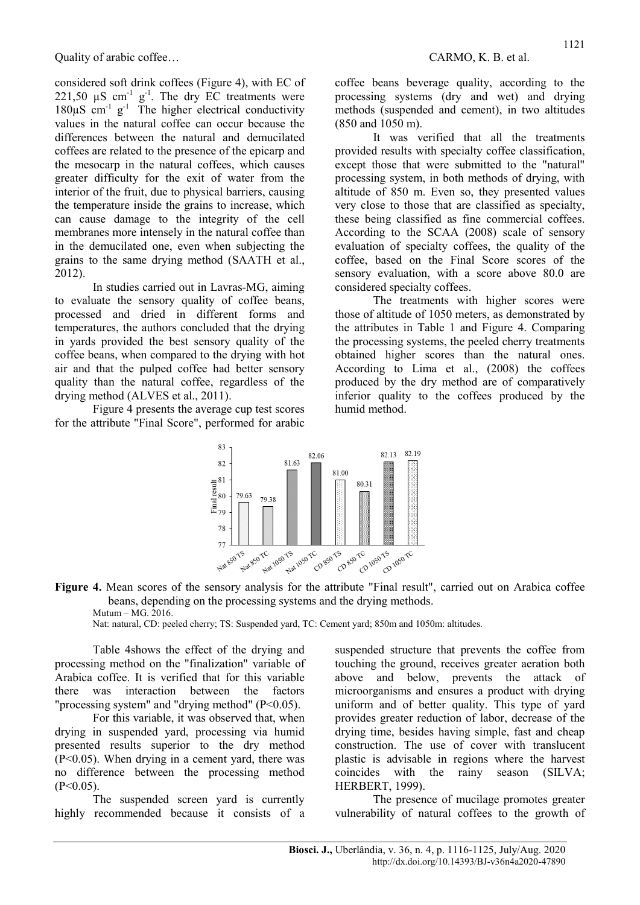considered soft drink coffees (Figure 4), with EC of 221,50 µS $cm^{-1}$ $g^{-1}$. The dry EC treatments were 180µS $cm^{-1}$ $g^{-1}$ The higher electrical conductivity values in the natural coffee can occur because the differences between the natural and demucilated coffees are related to the presence of the epicarp and the mesocarp in the natural coffees, which causes greater difficulty for the exit of water from the interior of the fruit, due to physical barriers, causing the temperature inside the grains to increase, which can cause damage to the integrity of the cell membranes more intensely in the natural coffee than in the demucilated one, even when subjecting the grains to the same drying method (SAATH et al., 2012).

In studies carried out in Lavras-MG, aiming to evaluate the sensory quality of coffee beans, processed and dried in different forms and temperatures, the authors concluded that the drying in yards provided the best sensory quality of the coffee beans, when compared to the drying with hot air and that the pulped coffee had better sensory quality than the natural coffee, regardless of the drying method (ALVES et al., 2011).

Figure 4 presents the average cup test scores for the attribute "Final Score", performed for arabic coffee beans beverage quality, according to the processing systems (dry and wet) and drying methods (suspended and cement), in two altitudes (850 and 1050 m).

It was verified that all the treatments provided results with specialty coffee classification, except those that were submitted to the "natural" processing system, in both methods of drying, with altitude of 850 m. Even so, they presented values very close to those that are classified as specialty, these being classified as fine commercial coffees. According to the SCAA (2008) scale of sensory evaluation of specialty coffees, the quality of the coffee, based on the Final Score scores of the sensory evaluation, with a score above 80.0 are considered specialty coffees.

The treatments with higher scores were those of altitude of 1050 meters, as demonstrated by the attributes in Table 1 and Figure 4. Comparing the processing systems, the peeled cherry treatments obtained higher scores than the natural ones. According to Lima et al., (2008) the coffees produced by the dry method are of comparatively inferior quality to the coffees produced by the humid method.

| Treatment | Final result |
|---|---|
| Nat 850 TS | 79.63 |
| Nat 850 TC | 79.38 |
| Nat 1050 TS | 81.63 |
| Nat 1050 TC | 82.06 |
| CD 850 TS | 81.00 |
| CD 850 TC | 80.31 |
| CD 1050 TS | 82.13 |
| CD 1050 TC | 82.19 |

**Figure 4.** Mean scores of the sensory analysis for the attribute "Final result", carried out on Arabica coffee beans, depending on the processing systems and the drying methods.
Mutum – MG. 2016.
Nat: natural, CD: peeled cherry; TS: Suspended yard, TC: Cement yard; 850m and 1050m: altitudes.

Table 4shows the effect of the drying and processing method on the "finalization" variable of Arabica coffee. It is verified that for this variable there was interaction between the factors "processing system" and "drying method" ($P<0.05$).

For this variable, it was observed that, when drying in suspended yard, processing via humid presented results superior to the dry method ($P<0.05$). When drying in a cement yard, there was no difference between the processing method ($P<0.05$).

The suspended screen yard is currently highly recommended because it consists of a suspended structure that prevents the coffee from touching the ground, receives greater aeration both above and below, prevents the attack of microorganisms and ensures a product with drying uniform and of better quality. This type of yard provides greater reduction of labor, decrease of the drying time, besides having simple, fast and cheap construction. The use of cover with translucent plastic is advisable in regions where the harvest coincides with the rainy season (SILVA; HERBERT, 1999).

The presence of mucilage promotes greater vulnerability of natural coffees to the growth of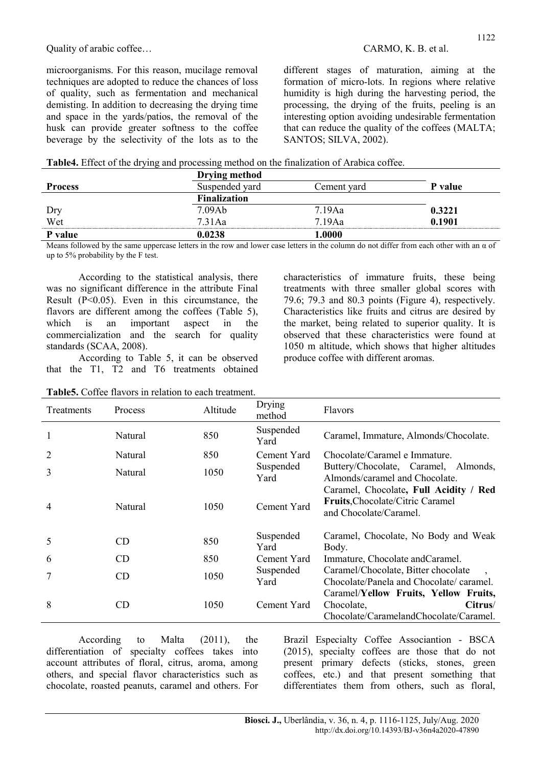microorganisms. For this reason, mucilage removal techniques are adopted to reduce the chances of loss of quality, such as fermentation and mechanical demisting. In addition to decreasing the drying time and space in the yards/patios, the removal of the husk can provide greater softness to the coffee beverage by the selectivity of the lots as to the different stages of maturation, aiming at the formation of micro-lots. In regions where relative humidity is high during the harvesting period, the processing, the drying of the fruits, peeling is an interesting option avoiding undesirable fermentation that can reduce the quality of the coffees (MALTA; SANTOS; SILVA, 2002).

**Table4.** Effect of the drying and processing method on the finalization of Arabica coffee.

| | **Drying method** | | |
|---|---|---|---|
| **Process** | Suspended yard | Cement yard | **P value** |
| | **Finalization** | | |
| Dry | 7.09Ab | 7.19Aa | **0.3221** |
| Wet | 7.31Aa | 7.19Aa | **0.1901** |
| **P value** | **0.0238** | **1.0000** | |

Means followed by the same uppercase letters in the row and lower case letters in the column do not differ from each other with an α of up to 5% probability by the F test.

According to the statistical analysis, there was no significant difference in the attribute Final Result (P<0.05). Even in this circumstance, the flavors are different among the coffees (Table 5), which is an important aspect in the commercialization and the search for quality standards (SCAA, 2008).

According to Table 5, it can be observed that the T1, T2 and T6 treatments obtained characteristics of immature fruits, these being treatments with three smaller global scores with 79.6; 79.3 and 80.3 points (Figure 4), respectively. Characteristics like fruits and citrus are desired by the market, being related to superior quality. It is observed that these characteristics were found at 1050 m altitude, which shows that higher altitudes produce coffee with different aromas.

**Table5.** Coffee flavors in relation to each treatment.

| Treatments | Process | Altitude | Drying method | Flavors |
|---|---|---|---|---|
| 1 | Natural | 850 | Suspended Yard | Caramel, Immature, Almonds/Chocolate. |
| 2 | Natural | 850 | Cement Yard | Chocolate/Caramel e Immature. |
| 3 | Natural | 1050 | Suspended Yard | Buttery/Chocolate, Caramel, Almonds, Almonds/caramel and Chocolate. |
| 4 | Natural | 1050 | Cement Yard | Caramel, Chocolate**, Full Acidity / Red Fruits**,Chocolate/Citric Caramel and Chocolate/Caramel. |
| 5 | CD | 850 | Suspended Yard | Caramel, Chocolate, No Body and Weak Body. |
| 6 | CD | 850 | Cement Yard | Immature, Chocolate andCaramel. |
| 7 | CD | 1050 | Suspended Yard | Caramel/Chocolate, Bitter chocolate , Chocolate/Panela and Chocolate/ caramel. |
| 8 | CD | 1050 | Cement Yard | Caramel/**Yellow Fruits, Yellow Fruits,** Chocolate, **Citrus**/ Chocolate/CaramelandChocolate/Caramel. |

According to Malta (2011), the differentiation of specialty coffees takes into account attributes of floral, citrus, aroma, among others, and special flavor characteristics such as chocolate, roasted peanuts, caramel and others. For Brazil Especialty Coffee Associantion - BSCA (2015), specialty coffees are those that do not present primary defects (sticks, stones, green coffees, etc.) and that present something that differentiates them from others, such as floral,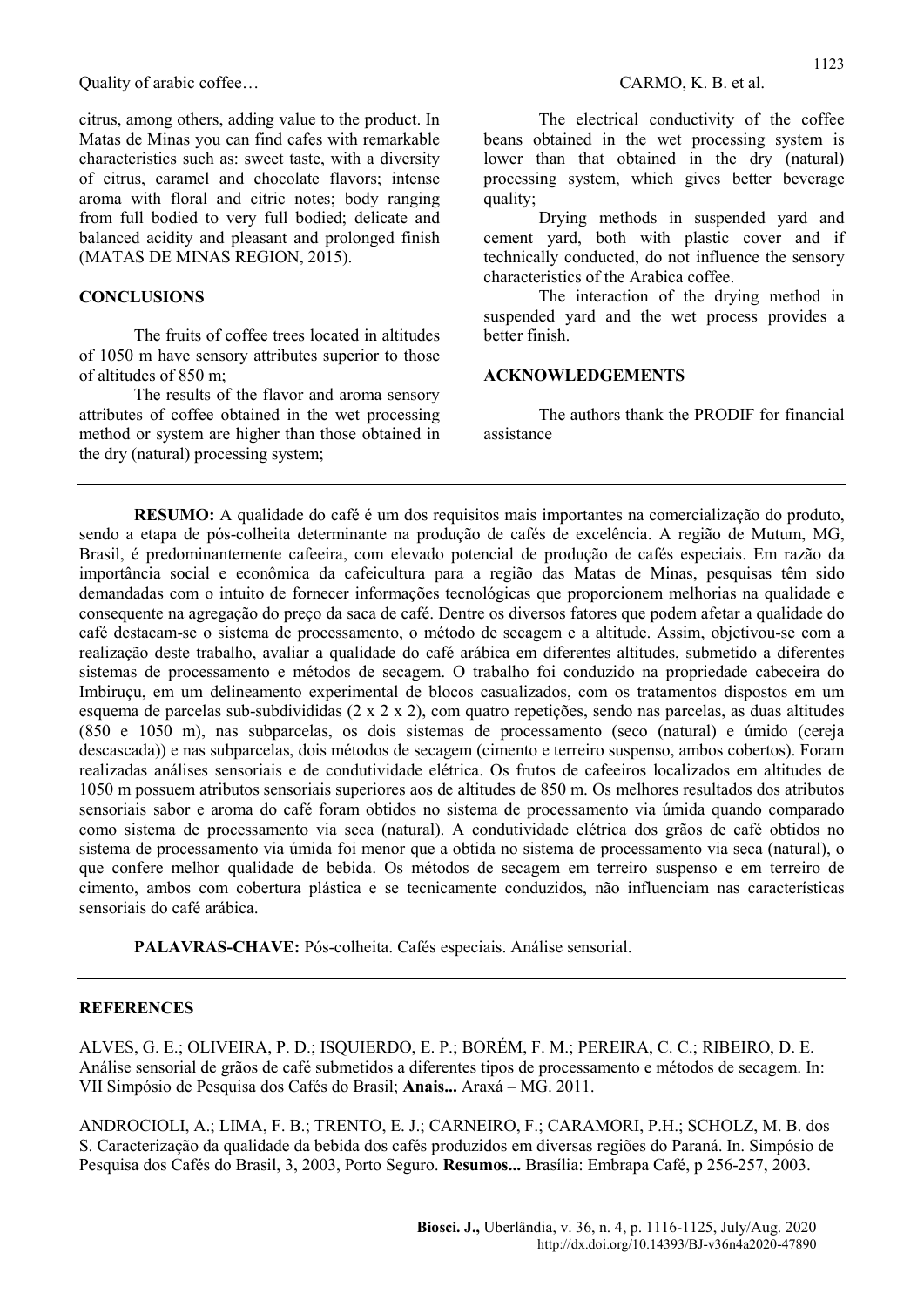citrus, among others, adding value to the product. In Matas de Minas you can find cafes with remarkable characteristics such as: sweet taste, with a diversity of citrus, caramel and chocolate flavors; intense aroma with floral and citric notes; body ranging from full bodied to very full bodied; delicate and balanced acidity and pleasant and prolonged finish (MATAS DE MINAS REGION, 2015).

## CONCLUSIONS

The fruits of coffee trees located in altitudes of 1050 m have sensory attributes superior to those of altitudes of 850 m;

The results of the flavor and aroma sensory attributes of coffee obtained in the wet processing method or system are higher than those obtained in the dry (natural) processing system;

The electrical conductivity of the coffee beans obtained in the wet processing system is lower than that obtained in the dry (natural) processing system, which gives better beverage quality;

Drying methods in suspended yard and cement yard, both with plastic cover and if technically conducted, do not influence the sensory characteristics of the Arabica coffee.

The interaction of the drying method in suspended yard and the wet process provides a better finish.

## ACKNOWLEDGEMENTS

The authors thank the PRODIF for financial assistance

---

**RESUMO:** A qualidade do café é um dos requisitos mais importantes na comercialização do produto, sendo a etapa de pós-colheita determinante na produção de cafés de excelência. A região de Mutum, MG, Brasil, é predominantemente cafeeira, com elevado potencial de produção de cafés especiais. Em razão da importância social e econômica da cafeicultura para a região das Matas de Minas, pesquisas têm sido demandadas com o intuito de fornecer informações tecnológicas que proporcionem melhorias na qualidade e consequente na agregação do preço da saca de café. Dentre os diversos fatores que podem afetar a qualidade do café destacam-se o sistema de processamento, o método de secagem e a altitude. Assim, objetivou-se com a realização deste trabalho, avaliar a qualidade do café arábica em diferentes altitudes, submetido a diferentes sistemas de processamento e métodos de secagem. O trabalho foi conduzido na propriedade cabeceira do Imbiruçu, em um delineamento experimental de blocos casualizados, com os tratamentos dispostos em um esquema de parcelas sub-subdivididas (2 x 2 x 2), com quatro repetições, sendo nas parcelas, as duas altitudes (850 e 1050 m), nas subparcelas, os dois sistemas de processamento (seco (natural) e úmido (cereja descascada)) e nas subparcelas, dois métodos de secagem (cimento e terreiro suspenso, ambos cobertos). Foram realizadas análises sensoriais e de condutividade elétrica. Os frutos de cafeeiros localizados em altitudes de 1050 m possuem atributos sensoriais superiores aos de altitudes de 850 m. Os melhores resultados dos atributos sensoriais sabor e aroma do café foram obtidos no sistema de processamento via úmida quando comparado como sistema de processamento via seca (natural). A condutividade elétrica dos grãos de café obtidos no sistema de processamento via úmida foi menor que a obtida no sistema de processamento via seca (natural), o que confere melhor qualidade de bebida. Os métodos de secagem em terreiro suspenso e em terreiro de cimento, ambos com cobertura plástica e se tecnicamente conduzidos, não influenciam nas características sensoriais do café arábica.

**PALAVRAS-CHAVE:** Pós-colheita. Cafés especiais. Análise sensorial.

---

## REFERENCES

ALVES, G. E.; OLIVEIRA, P. D.; ISQUIERDO, E. P.; BORÉM, F. M.; PEREIRA, C. C.; RIBEIRO, D. E. Análise sensorial de grãos de café submetidos a diferentes tipos de processamento e métodos de secagem. In: VII Simpósio de Pesquisa dos Cafés do Brasil; **Anais...** Araxá – MG. 2011.

ANDROCIOLI, A.; LIMA, F. B.; TRENTO, E. J.; CARNEIRO, F.; CARAMORI, P.H.; SCHOLZ, M. B. dos S. Caracterização da qualidade da bebida dos cafés produzidos em diversas regiões do Paraná. In. Simpósio de Pesquisa dos Cafés do Brasil, 3, 2003, Porto Seguro. **Resumos...** Brasília: Embrapa Café, p 256-257, 2003.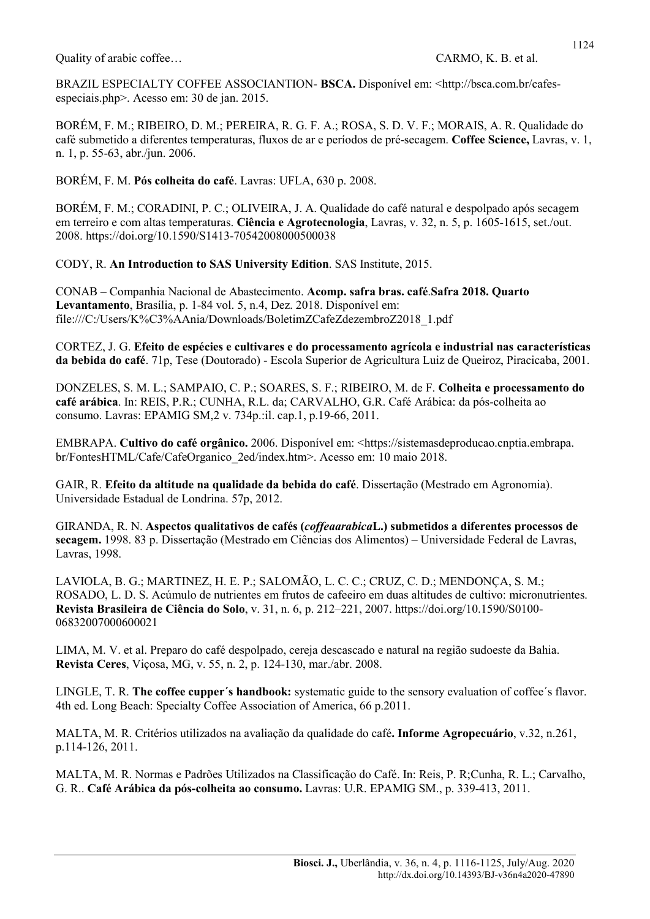BRAZIL ESPECIALTY COFFEE ASSOCIANTION- **BSCA.** Disponível em: <http://bsca.com.br/cafes-especiais.php>. Acesso em: 30 de jan. 2015.

BORÉM, F. M.; RIBEIRO, D. M.; PEREIRA, R. G. F. A.; ROSA, S. D. V. F.; MORAIS, A. R. Qualidade do café submetido a diferentes temperaturas, fluxos de ar e períodos de pré-secagem. **Coffee Science,** Lavras, v. 1, n. 1, p. 55-63, abr./jun. 2006.

BORÉM, F. M. **Pós colheita do café**. Lavras: UFLA, 630 p. 2008.

BORÉM, F. M.; CORADINI, P. C.; OLIVEIRA, J. A. Qualidade do café natural e despolpado após secagem em terreiro e com altas temperaturas. **Ciência e Agrotecnologia**, Lavras, v. 32, n. 5, p. 1605-1615, set./out. 2008. https://doi.org/10.1590/S1413-70542008000500038

CODY, R. **An Introduction to SAS University Edition**. SAS Institute, 2015.

CONAB – Companhia Nacional de Abastecimento. **Acomp. safra bras. café**.**Safra 2018. Quarto Levantamento**, Brasília, p. 1-84 vol. 5, n.4, Dez. 2018. Disponível em: file:///C:/Users/K%C3%AAnia/Downloads/BoletimZCafeZdezembroZ2018_1.pdf

CORTEZ, J. G. **Efeito de espécies e cultivares e do processamento agrícola e industrial nas características da bebida do café**. 71p, Tese (Doutorado) - Escola Superior de Agricultura Luiz de Queiroz, Piracicaba, 2001.

DONZELES, S. M. L.; SAMPAIO, C. P.; SOARES, S. F.; RIBEIRO, M. de F. **Colheita e processamento do café arábica**. In: REIS, P.R.; CUNHA, R.L. da; CARVALHO, G.R. Café Arábica: da pós-colheita ao consumo. Lavras: EPAMIG SM,2 v. 734p.:il. cap.1, p.19-66, 2011.

EMBRAPA. **Cultivo do café orgânico.** 2006. Disponível em: <https://sistemasdeproducao.cnptia.embrapa.br/FontesHTML/Cafe/CafeOrganico_2ed/index.htm>. Acesso em: 10 maio 2018.

GAIR, R. **Efeito da altitude na qualidade da bebida do café**. Dissertação (Mestrado em Agronomia). Universidade Estadual de Londrina. 57p, 2012.

GIRANDA, R. N. **Aspectos qualitativos de cafés (*coffeaarabica*L.) submetidos a diferentes processos de secagem.** 1998. 83 p. Dissertação (Mestrado em Ciências dos Alimentos) – Universidade Federal de Lavras, Lavras, 1998.

LAVIOLA, B. G.; MARTINEZ, H. E. P.; SALOMÃO, L. C. C.; CRUZ, C. D.; MENDONÇA, S. M.; ROSADO, L. D. S. Acúmulo de nutrientes em frutos de cafeeiro em duas altitudes de cultivo: micronutrientes. **Revista Brasileira de Ciência do Solo**, v. 31, n. 6, p. 212–221, 2007. https://doi.org/10.1590/S0100-06832007000600021

LIMA, M. V. et al. Preparo do café despolpado, cereja descascado e natural na região sudoeste da Bahia. **Revista Ceres**, Viçosa, MG, v. 55, n. 2, p. 124-130, mar./abr. 2008.

LINGLE, T. R. **The coffee cupper´s handbook:** systematic guide to the sensory evaluation of coffee´s flavor. 4th ed. Long Beach: Specialty Coffee Association of America, 66 p.2011.

MALTA, M. R. Critérios utilizados na avaliação da qualidade do café**. Informe Agropecuário**, v.32, n.261, p.114-126, 2011.

MALTA, M. R. Normas e Padrões Utilizados na Classificação do Café. In: Reis, P. R;Cunha, R. L.; Carvalho, G. R.. **Café Arábica da pós-colheita ao consumo.** Lavras: U.R. EPAMIG SM., p. 339-413, 2011.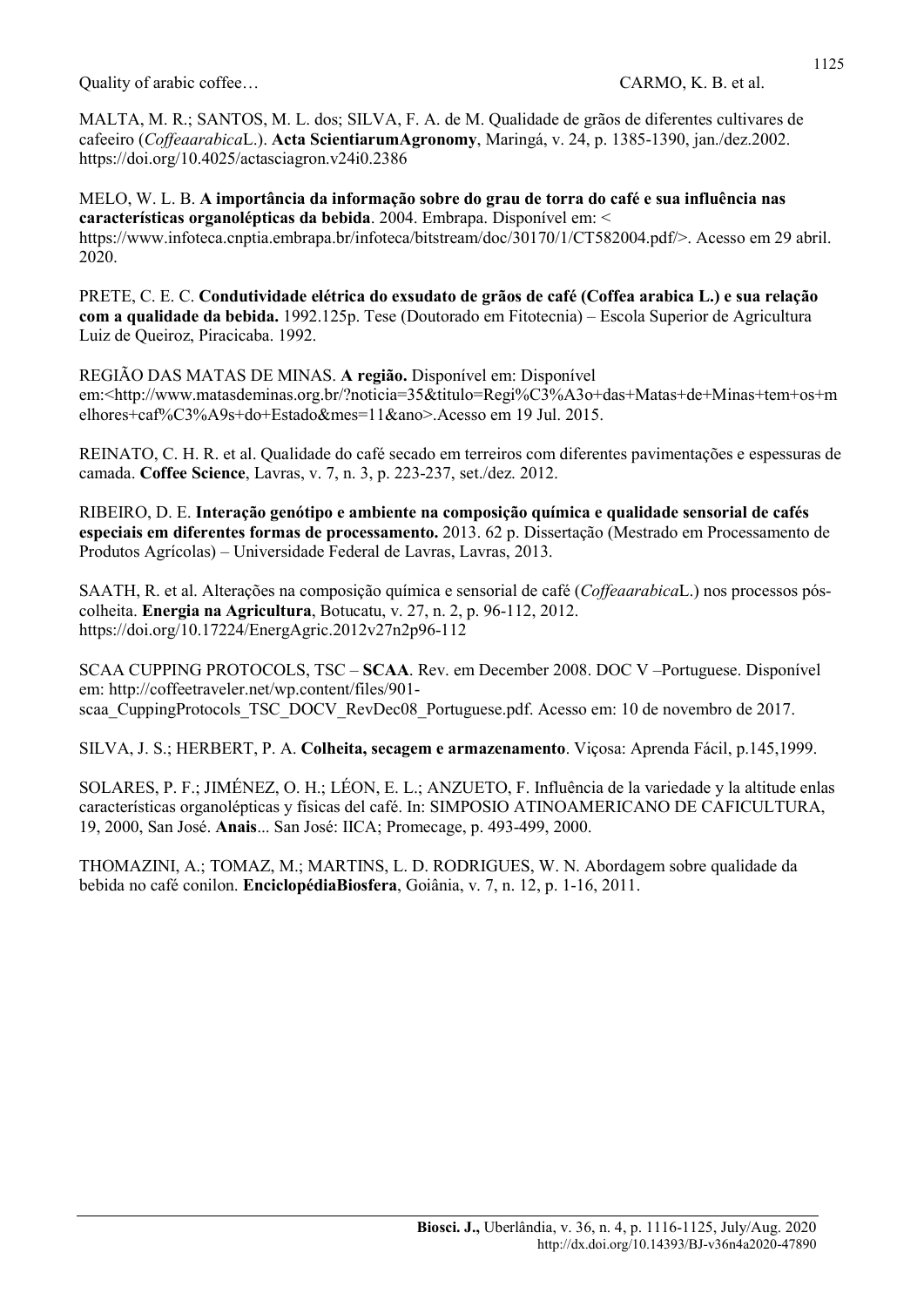MALTA, M. R.; SANTOS, M. L. dos; SILVA, F. A. de M. Qualidade de grãos de diferentes cultivares de cafeeiro (*Coffeaarabica*L.). **Acta ScientiarumAgronomy**, Maringá, v. 24, p. 1385-1390, jan./dez.2002. https://doi.org/10.4025/actasciagron.v24i0.2386

MELO, W. L. B. **A importância da informação sobre do grau de torra do café e sua influência nas características organolépticas da bebida**. 2004. Embrapa. Disponível em: < https://www.infoteca.cnptia.embrapa.br/infoteca/bitstream/doc/30170/1/CT582004.pdf/>. Acesso em 29 abril. 2020.

PRETE, C. E. C. **Condutividade elétrica do exsudato de grãos de café (Coffea arabica L.) e sua relação com a qualidade da bebida.** 1992.125p. Tese (Doutorado em Fitotecnia) – Escola Superior de Agricultura Luiz de Queiroz, Piracicaba. 1992.

REGIÃO DAS MATAS DE MINAS. **A região.** Disponível em: Disponível em:<http://www.matasdeminas.org.br/?noticia=35&titulo=Regi%C3%A3o+das+Matas+de+Minas+tem+os+melhores+caf%C3%A9s+do+Estado&mes=11&ano>.Acesso em 19 Jul. 2015.

REINATO, C. H. R. et al. Qualidade do café secado em terreiros com diferentes pavimentações e espessuras de camada. **Coffee Science**, Lavras, v. 7, n. 3, p. 223-237, set./dez. 2012.

RIBEIRO, D. E. **Interação genótipo e ambiente na composição química e qualidade sensorial de cafés especiais em diferentes formas de processamento.** 2013. 62 p. Dissertação (Mestrado em Processamento de Produtos Agrícolas) – Universidade Federal de Lavras, Lavras, 2013.

SAATH, R. et al. Alterações na composição química e sensorial de café (*Coffeaarabica*L.) nos processos pós-colheita. **Energia na Agricultura**, Botucatu, v. 27, n. 2, p. 96-112, 2012. https://doi.org/10.17224/EnergAgric.2012v27n2p96-112

SCAA CUPPING PROTOCOLS, TSC – **SCAA**. Rev. em December 2008. DOC V –Portuguese. Disponível em: http://coffeetraveler.net/wp.content/files/901-scaa_CuppingProtocols_TSC_DOCV_RevDec08_Portuguese.pdf. Acesso em: 10 de novembro de 2017.

SILVA, J. S.; HERBERT, P. A. **Colheita, secagem e armazenamento**. Viçosa: Aprenda Fácil, p.145,1999.

SOLARES, P. F.; JIMÉNEZ, O. H.; LÉON, E. L.; ANZUETO, F. Influência de la variedade y la altitude enlas características organolépticas y físicas del café. In: SIMPOSIO ATINOAMERICANO DE CAFICULTURA, 19, 2000, San José. **Anais**... San José: IICA; Promecage, p. 493-499, 2000.

THOMAZINI, A.; TOMAZ, M.; MARTINS, L. D. RODRIGUES, W. N. Abordagem sobre qualidade da bebida no café conilon. **EnciclopédiaBiosfera**, Goiânia, v. 7, n. 12, p. 1-16, 2011.